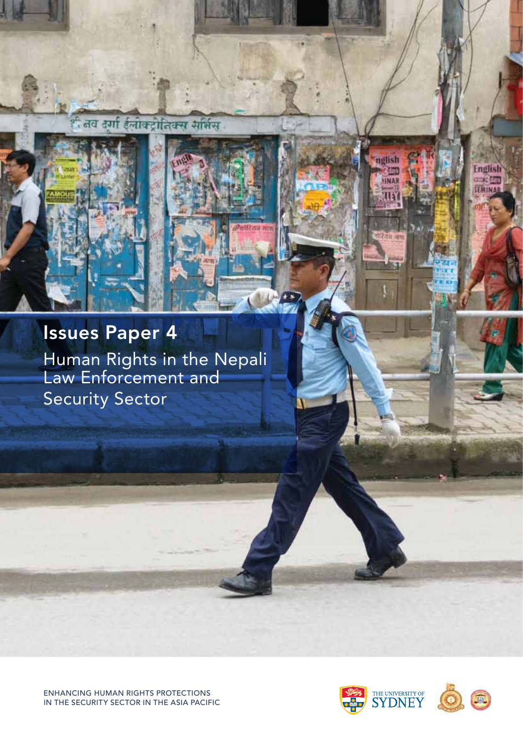# Issues Paper 4

## Human Rights in the Nepali Law Enforcement and Security Sector

ENHANCING HUMAN RIGHTS PROTECTIONS IN THE SECURITY SECTOR IN THE ASIA PACIFIC

THE UNIVERSITY OF SYDNEY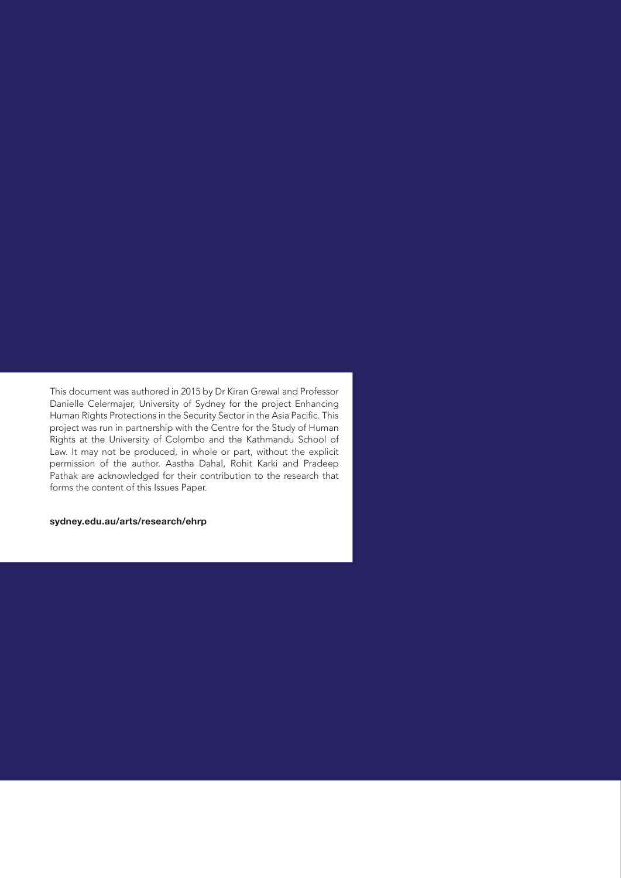This document was authored in 2015 by Dr Kiran Grewal and Professor Danielle Celermajer, University of Sydney for the project Enhancing Human Rights Protections in the Security Sector in the Asia Pacific. This project was run in partnership with the Centre for the Study of Human Rights at the University of Colombo and the Kathmandu School of Law. It may not be produced, in whole or part, without the explicit permission of the author. Aastha Dahal, Rohit Karki and Pradeep Pathak are acknowledged for their contribution to the research that forms the content of this Issues Paper.

**sydney.edu.au/arts/research/ehrp**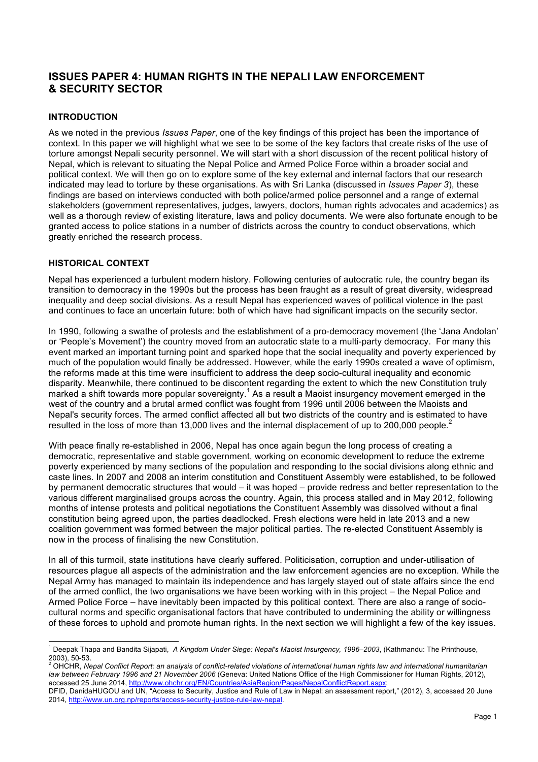# ISSUES PAPER 4: HUMAN RIGHTS IN THE NEPALI LAW ENFORCEMENT & SECURITY SECTOR

## INTRODUCTION

As we noted in the previous *Issues Paper*, one of the key findings of this project has been the importance of context. In this paper we will highlight what we see to be some of the key factors that create risks of the use of torture amongst Nepali security personnel. We will start with a short discussion of the recent political history of Nepal, which is relevant to situating the Nepal Police and Armed Police Force within a broader social and political context. We will then go on to explore some of the key external and internal factors that our research indicated may lead to torture by these organisations. As with Sri Lanka (discussed in *Issues Paper 3*), these findings are based on interviews conducted with both police/armed police personnel and a range of external stakeholders (government representatives, judges, lawyers, doctors, human rights advocates and academics) as well as a thorough review of existing literature, laws and policy documents. We were also fortunate enough to be granted access to police stations in a number of districts across the country to conduct observations, which greatly enriched the research process.

## HISTORICAL CONTEXT

Nepal has experienced a turbulent modern history. Following centuries of autocratic rule, the country began its transition to democracy in the 1990s but the process has been fraught as a result of great diversity, widespread inequality and deep social divisions. As a result Nepal has experienced waves of political violence in the past and continues to face an uncertain future: both of which have had significant impacts on the security sector.

In 1990, following a swathe of protests and the establishment of a pro-democracy movement (the 'Jana Andolan' or 'People's Movement') the country moved from an autocratic state to a multi-party democracy. For many this event marked an important turning point and sparked hope that the social inequality and poverty experienced by much of the population would finally be addressed. However, while the early 1990s created a wave of optimism, the reforms made at this time were insufficient to address the deep socio-cultural inequality and economic disparity. Meanwhile, there continued to be discontent regarding the extent to which the new Constitution truly marked a shift towards more popular sovereignty.[1] As a result a Maoist insurgency movement emerged in the west of the country and a brutal armed conflict was fought from 1996 until 2006 between the Maoists and Nepal's security forces. The armed conflict affected all but two districts of the country and is estimated to have resulted in the loss of more than 13,000 lives and the internal displacement of up to 200,000 people.[2]

With peace finally re-established in 2006, Nepal has once again begun the long process of creating a democratic, representative and stable government, working on economic development to reduce the extreme poverty experienced by many sections of the population and responding to the social divisions along ethnic and caste lines. In 2007 and 2008 an interim constitution and Constituent Assembly were established, to be followed by permanent democratic structures that would – it was hoped – provide redress and better representation to the various different marginalised groups across the country. Again, this process stalled and in May 2012, following months of intense protests and political negotiations the Constituent Assembly was dissolved without a final constitution being agreed upon, the parties deadlocked. Fresh elections were held in late 2013 and a new coalition government was formed between the major political parties. The re-elected Constituent Assembly is now in the process of finalising the new Constitution.

In all of this turmoil, state institutions have clearly suffered. Politicisation, corruption and under-utilisation of resources plague all aspects of the administration and the law enforcement agencies are no exception. While the Nepal Army has managed to maintain its independence and has largely stayed out of state affairs since the end of the armed conflict, the two organisations we have been working with in this project – the Nepal Police and Armed Police Force – have inevitably been impacted by this political context. There are also a range of socio-cultural norms and specific organisational factors that have contributed to undermining the ability or willingness of these forces to uphold and promote human rights. In the next section we will highlight a few of the key issues.

---

[1] Deepak Thapa and Bandita Sijapati, *A Kingdom Under Siege: Nepal's Maoist Insurgency, 1996–2003*, (Kathmandu: The Printhouse, 2003), 50-53.

[2] OHCHR, *Nepal Conflict Report: an analysis of conflict-related violations of international human rights law and international humanitarian law between February 1996 and 21 November 2006* (Geneva: United Nations Office of the High Commissioner for Human Rights, 2012), accessed 25 June 2014, http://www.ohchr.org/EN/Countries/AsiaRegion/Pages/NepalConflictReport.aspx;
DFID, DanidaHUGOU and UN, "Access to Security, Justice and Rule of Law in Nepal: an assessment report," (2012), 3, accessed 20 June 2014, http://www.un.org.np/reports/access-security-justice-rule-law-nepal.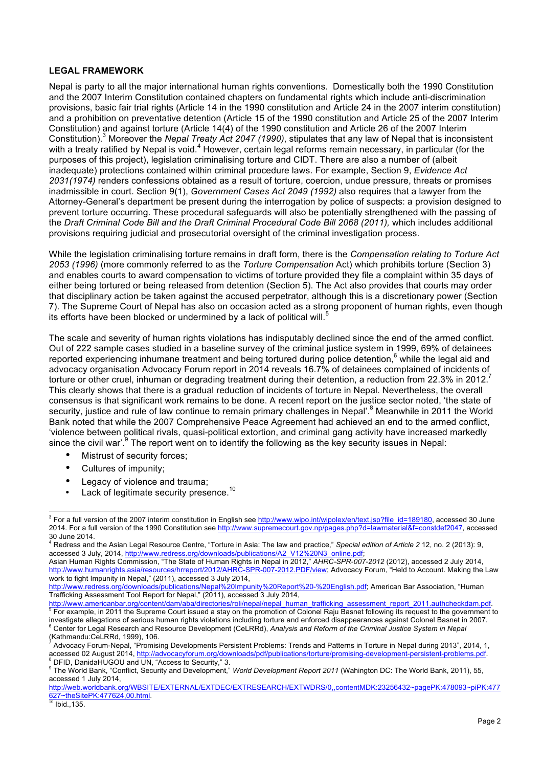**LEGAL FRAMEWORK**

Nepal is party to all the major international human rights conventions. Domestically both the 1990 Constitution and the 2007 Interim Constitution contained chapters on fundamental rights which include anti-discrimination provisions, basic fair trial rights (Article 14 in the 1990 constitution and Article 24 in the 2007 interim constitution) and a prohibition on preventative detention (Article 15 of the 1990 constitution and Article 25 of the 2007 Interim Constitution) and against torture (Article 14(4) of the 1990 constitution and Article 26 of the 2007 Interim Constitution).[3] Moreover the *Nepal Treaty Act 2047 (1990)*, stipulates that any law of Nepal that is inconsistent with a treaty ratified by Nepal is void.[4] However, certain legal reforms remain necessary, in particular (for the purposes of this project), legislation criminalising torture and CIDT. There are also a number of (albeit inadequate) protections contained within criminal procedure laws. For example, Section 9, *Evidence Act 2031(1974)* renders confessions obtained as a result of torture, coercion, undue pressure, threats or promises inadmissible in court. Section 9(1), *Government Cases Act 2049 (1992)* also requires that a lawyer from the Attorney-General's department be present during the interrogation by police of suspects: a provision designed to prevent torture occurring. These procedural safeguards will also be potentially strengthened with the passing of the *Draft Criminal Code Bill and the Draft Criminal Procedural Code Bill 2068 (2011),* which includes additional provisions requiring judicial and prosecutorial oversight of the criminal investigation process.

While the legislation criminalising torture remains in draft form, there is the *Compensation relating to Torture Act 2053 (1996)* (more commonly referred to as the *Torture Compensation* Act) which prohibits torture (Section 3) and enables courts to award compensation to victims of torture provided they file a complaint within 35 days of either being tortured or being released from detention (Section 5). The Act also provides that courts may order that disciplinary action be taken against the accused perpetrator, although this is a discretionary power (Section 7). The Supreme Court of Nepal has also on occasion acted as a strong proponent of human rights, even though its efforts have been blocked or undermined by a lack of political will.[5]

The scale and severity of human rights violations has indisputably declined since the end of the armed conflict. Out of 222 sample cases studied in a baseline survey of the criminal justice system in 1999, 69% of detainees reported experiencing inhumane treatment and being tortured during police detention,[6] while the legal aid and advocacy organisation Advocacy Forum report in 2014 reveals 16.7% of detainees complained of incidents of torture or other cruel, inhuman or degrading treatment during their detention, a reduction from 22.3% in 2012.[7] This clearly shows that there is a gradual reduction of incidents of torture in Nepal. Nevertheless, the overall consensus is that significant work remains to be done. A recent report on the justice sector noted, 'the state of security, justice and rule of law continue to remain primary challenges in Nepal'.[8] Meanwhile in 2011 the World Bank noted that while the 2007 Comprehensive Peace Agreement had achieved an end to the armed conflict, 'violence between political rivals, quasi-political extortion, and criminal gang activity have increased markedly since the civil war'.[9] The report went on to identify the following as the key security issues in Nepal:

- Mistrust of security forces;
- Cultures of impunity;
- Legacy of violence and trauma;
- Lack of legitimate security presence.[10]

---

[3] For a full version of the 2007 interim constitution in English see http://www.wipo.int/wipolex/en/text.jsp?file_id=189180, accessed 30 June 2014. For a full version of the 1990 Constitution see http://www.supremecourt.gov.np/pages.php?d=lawmaterial&f=constdef2047, accessed 30 June 2014.

[4] Redress and the Asian Legal Resource Centre, "Torture in Asia: The law and practice," *Special edition of Article 2* 12, no. 2 (2013): 9, accessed 3 July, 2014, http://www.redress.org/downloads/publications/A2_V12%20N3_online.pdf;
Asian Human Rights Commission, "The State of Human Rights in Nepal in 2012," *AHRC-SPR-007-2012* (2012), accessed 2 July 2014, http://www.humanrights.asia/resources/hrreport/2012/AHRC-SPR-007-2012.PDF/view; Advocacy Forum, "Held to Account. Making the Law work to fight Impunity in Nepal," (2011), accessed 3 July 2014, http://www.redress.org/downloads/publications/Nepal%20Impunity%20Report%20-%20English.pdf; American Bar Association, "Human Trafficking Assessment Tool Report for Nepal," (2011), accessed 3 July 2014, http://www.americanbar.org/content/dam/aba/directories/roli/nepal/nepal_human_trafficking_assessment_report_2011.authcheckdam.pdf.

[5] For example, in 2011 the Supreme Court issued a stay on the promotion of Colonel Raju Basnet following its request to the government to investigate allegations of serious human rights violations including torture and enforced disappearances against Colonel Basnet in 2007.

[6] Center for Legal Research and Resource Development (CeLRRd), *Analysis and Reform of the Criminal Justice System in Nepal* (Kathmandu:CeLRRd, 1999), 106.

[7] Advocacy Forum-Nepal, "Promising Developments Persistent Problems: Trends and Patterns in Torture in Nepal during 2013", 2014, 1, accessed 02 August 2014, http://advocacyforum.org/downloads/pdf/publications/torture/promising-development-persistent-problems.pdf.

[8] DFID, DanidaHUGOU and UN, "Access to Security," 3.

[9] The World Bank, "Conflict, Security and Development," *World Development Report 2011* (Wahington DC: The World Bank, 2011), 55, accessed 1 July 2014, http://web.worldbank.org/WBSITE/EXTERNAL/EXTDEC/EXTRESEARCH/EXTWDRS/0,,contentMDK:23256432~pagePK:478093~piPK:477627~theSitePK:477624,00.html.

[10] Ibid.,135.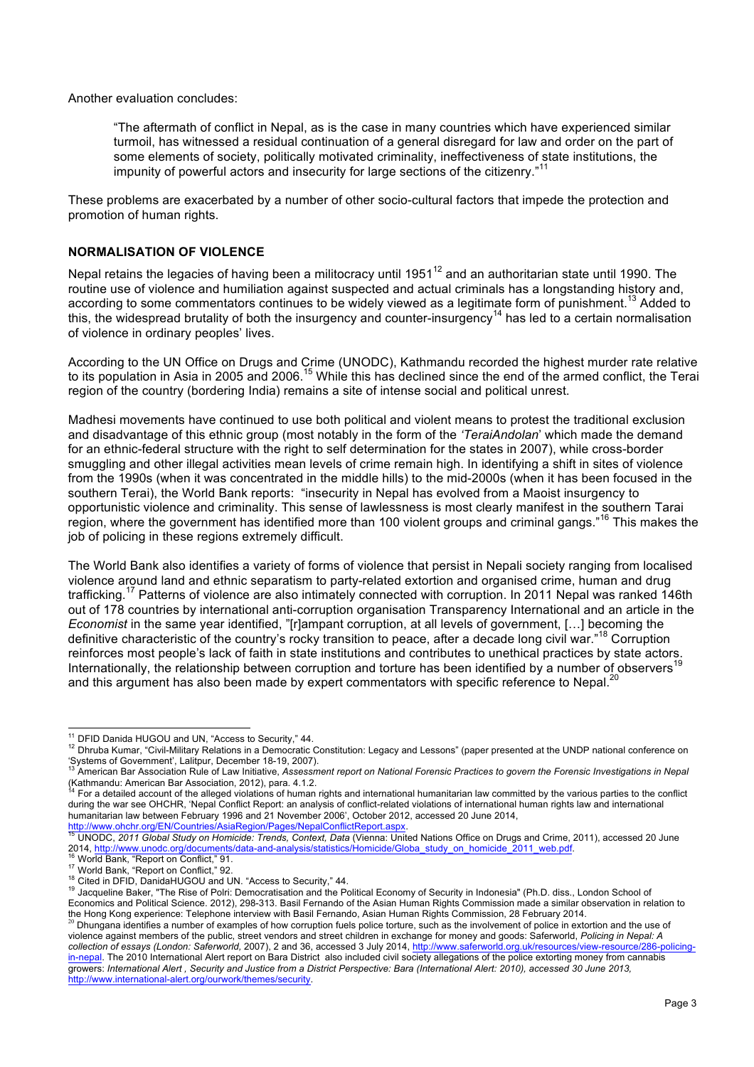Another evaluation concludes:

> "The aftermath of conflict in Nepal, as is the case in many countries which have experienced similar turmoil, has witnessed a residual continuation of a general disregard for law and order on the part of some elements of society, politically motivated criminality, ineffectiveness of state institutions, the impunity of powerful actors and insecurity for large sections of the citizenry."[11]

These problems are exacerbated by a number of other socio-cultural factors that impede the protection and promotion of human rights.

## NORMALISATION OF VIOLENCE

Nepal retains the legacies of having been a militocracy until 1951[12] and an authoritarian state until 1990. The routine use of violence and humiliation against suspected and actual criminals has a longstanding history and, according to some commentators continues to be widely viewed as a legitimate form of punishment.[13] Added to this, the widespread brutality of both the insurgency and counter-insurgency[14] has led to a certain normalisation of violence in ordinary peoples' lives.

According to the UN Office on Drugs and Crime (UNODC), Kathmandu recorded the highest murder rate relative to its population in Asia in 2005 and 2006.[15] While this has declined since the end of the armed conflict, the Terai region of the country (bordering India) remains a site of intense social and political unrest.

Madhesi movements have continued to use both political and violent means to protest the traditional exclusion and disadvantage of this ethnic group (most notably in the form of the *'TeraiAndolan*' which made the demand for an ethnic-federal structure with the right to self determination for the states in 2007), while cross-border smuggling and other illegal activities mean levels of crime remain high. In identifying a shift in sites of violence from the 1990s (when it was concentrated in the middle hills) to the mid-2000s (when it has been focused in the southern Terai), the World Bank reports: "insecurity in Nepal has evolved from a Maoist insurgency to opportunistic violence and criminality. This sense of lawlessness is most clearly manifest in the southern Tarai region, where the government has identified more than 100 violent groups and criminal gangs."[16] This makes the job of policing in these regions extremely difficult.

The World Bank also identifies a variety of forms of violence that persist in Nepali society ranging from localised violence around land and ethnic separatism to party-related extortion and organised crime, human and drug trafficking.[17] Patterns of violence are also intimately connected with corruption. In 2011 Nepal was ranked 146th out of 178 countries by international anti-corruption organisation Transparency International and an article in the *Economist* in the same year identified, "[r]ampant corruption, at all levels of government, […] becoming the definitive characteristic of the country's rocky transition to peace, after a decade long civil war."[18] Corruption reinforces most people's lack of faith in state institutions and contributes to unethical practices by state actors. Internationally, the relationship between corruption and torture has been identified by a number of observers[19] and this argument has also been made by expert commentators with specific reference to Nepal.[20]

---

[11] DFID Danida HUGOU and UN, "Access to Security," 44.

[12] Dhruba Kumar, "Civil-Military Relations in a Democratic Constitution: Legacy and Lessons" (paper presented at the UNDP national conference on 'Systems of Government', Lalitpur, December 18-19, 2007).

[13] American Bar Association Rule of Law Initiative, *Assessment report on National Forensic Practices to govern the Forensic Investigations in Nepal* (Kathmandu: American Bar Association, 2012), para. 4.1.2.

[14] For a detailed account of the alleged violations of human rights and international humanitarian law committed by the various parties to the conflict during the war see OHCHR, 'Nepal Conflict Report: an analysis of conflict-related violations of international human rights law and international humanitarian law between February 1996 and 21 November 2006', October 2012, accessed 20 June 2014, http://www.ohchr.org/EN/Countries/AsiaRegion/Pages/NepalConflictReport.aspx.

[15] UNODC, *2011 Global Study on Homicide: Trends, Context, Data* (Vienna: United Nations Office on Drugs and Crime, 2011), accessed 20 June 2014, http://www.unodc.org/documents/data-and-analysis/statistics/Homicide/Globa_study_on_homicide_2011_web.pdf.

[16] World Bank, "Report on Conflict," 91.

[17] World Bank, "Report on Conflict," 92.

[18] Cited in DFID, DanidaHUGOU and UN. "Access to Security," 44.

[19] Jacqueline Baker, "The Rise of Polri: Democratisation and the Political Economy of Security in Indonesia" (Ph.D. diss., London School of Economics and Political Science. 2012), 298-313. Basil Fernando of the Asian Human Rights Commission made a similar observation in relation to the Hong Kong experience: Telephone interview with Basil Fernando, Asian Human Rights Commission, 28 February 2014.

[20] Dhungana identifies a number of examples of how corruption fuels police torture, such as the involvement of police in extortion and the use of violence against members of the public, street vendors and street children in exchange for money and goods: Saferworld, *Policing in Nepal: A collection of essays (London: Saferworld,* 2007), 2 and 36, accessed 3 July 2014, http://www.saferworld.org.uk/resources/view-resource/286-policing-in-nepal. The 2010 International Alert report on Bara District also included civil society allegations of the police extorting money from cannabis growers: *International Alert , Security and Justice from a District Perspective: Bara (International Alert: 2010), accessed 30 June 2013,* http://www.international-alert.org/ourwork/themes/security.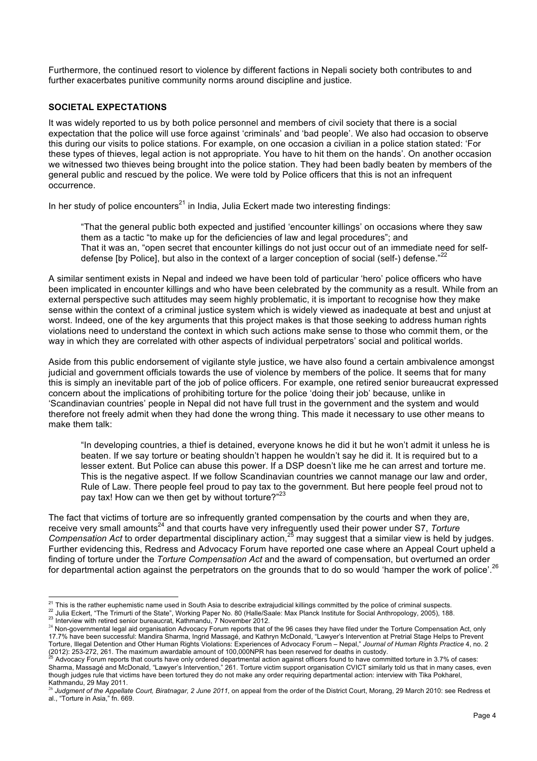Furthermore, the continued resort to violence by different factions in Nepali society both contributes to and further exacerbates punitive community norms around discipline and justice.

## SOCIETAL EXPECTATIONS

It was widely reported to us by both police personnel and members of civil society that there is a social expectation that the police will use force against 'criminals' and 'bad people'. We also had occasion to observe this during our visits to police stations. For example, on one occasion a civilian in a police station stated: 'For these types of thieves, legal action is not appropriate. You have to hit them on the hands'. On another occasion we witnessed two thieves being brought into the police station. They had been badly beaten by members of the general public and rescued by the police. We were told by Police officers that this is not an infrequent occurrence.

In her study of police encounters[21] in India, Julia Eckert made two interesting findings:

> "That the general public both expected and justified 'encounter killings' on occasions where they saw them as a tactic "to make up for the deficiencies of law and legal procedures"; and
> That it was an, "open secret that encounter killings do not just occur out of an immediate need for self-defense [by Police], but also in the context of a larger conception of social (self-) defense."[22]

A similar sentiment exists in Nepal and indeed we have been told of particular 'hero' police officers who have been implicated in encounter killings and who have been celebrated by the community as a result. While from an external perspective such attitudes may seem highly problematic, it is important to recognise how they make sense within the context of a criminal justice system which is widely viewed as inadequate at best and unjust at worst. Indeed, one of the key arguments that this project makes is that those seeking to address human rights violations need to understand the context in which such actions make sense to those who commit them, or the way in which they are correlated with other aspects of individual perpetrators' social and political worlds.

Aside from this public endorsement of vigilante style justice, we have also found a certain ambivalence amongst judicial and government officials towards the use of violence by members of the police. It seems that for many this is simply an inevitable part of the job of police officers. For example, one retired senior bureaucrat expressed concern about the implications of prohibiting torture for the police 'doing their job' because, unlike in 'Scandinavian countries' people in Nepal did not have full trust in the government and the system and would therefore not freely admit when they had done the wrong thing. This made it necessary to use other means to make them talk:

> "In developing countries, a thief is detained, everyone knows he did it but he won't admit it unless he is beaten. If we say torture or beating shouldn't happen he wouldn't say he did it. It is required but to a lesser extent. But Police can abuse this power. If a DSP doesn't like me he can arrest and torture me. This is the negative aspect. If we follow Scandinavian countries we cannot manage our law and order, Rule of Law. There people feel proud to pay tax to the government. But here people feel proud not to pay tax! How can we then get by without torture?"[23]

The fact that victims of torture are so infrequently granted compensation by the courts and when they are, receive very small amounts[24] and that courts have very infrequently used their power under S7, *Torture Compensation Act* to order departmental disciplinary action,[25] may suggest that a similar view is held by judges. Further evidencing this, Redress and Advocacy Forum have reported one case where an Appeal Court upheld a finding of torture under the *Torture Compensation Act* and the award of compensation, but overturned an order for departmental action against the perpetrators on the grounds that to do so would 'hamper the work of police'.[26]

---

[21] This is the rather euphemistic name used in South Asia to describe extrajudicial killings committed by the police of criminal suspects.

[22] Julia Eckert, "The Trimurti of the State", Working Paper No. 80 (Halle/Saale: Max Planck Institute for Social Anthropology, 2005), 188.

[23] Interview with retired senior bureaucrat, Kathmandu, 7 November 2012.

[24] Non-governmental legal aid organisation Advocacy Forum reports that of the 96 cases they have filed under the Torture Compensation Act, only 17.7% have been successful: Mandira Sharma, Ingrid Massagé, and Kathryn McDonald, "Lawyer's Intervention at Pretrial Stage Helps to Prevent Torture, Illegal Detention and Other Human Rights Violations: Experiences of Advocacy Forum – Nepal," *Journal of Human Rights Practice* 4, no. 2 (2012): 253-272, 261. The maximum awardable amount of 100,000NPR has been reserved for deaths in custody.

[25] Advocacy Forum reports that courts have only ordered departmental action against officers found to have committed torture in 3.7% of cases: Sharma, Massagé and McDonald, "Lawyer's Intervention," 261. Torture victim support organisation CVICT similarly told us that in many cases, even though judges rule that victims have been tortured they do not make any order requiring departmental action: interview with Tika Pokharel, Kathmandu, 29 May 2011.

[26] *Judgment of the Appellate Court, Biratnagar, 2 June 2011*, on appeal from the order of the District Court, Morang, 29 March 2010: see Redress et al., "Torture in Asia," fn. 669.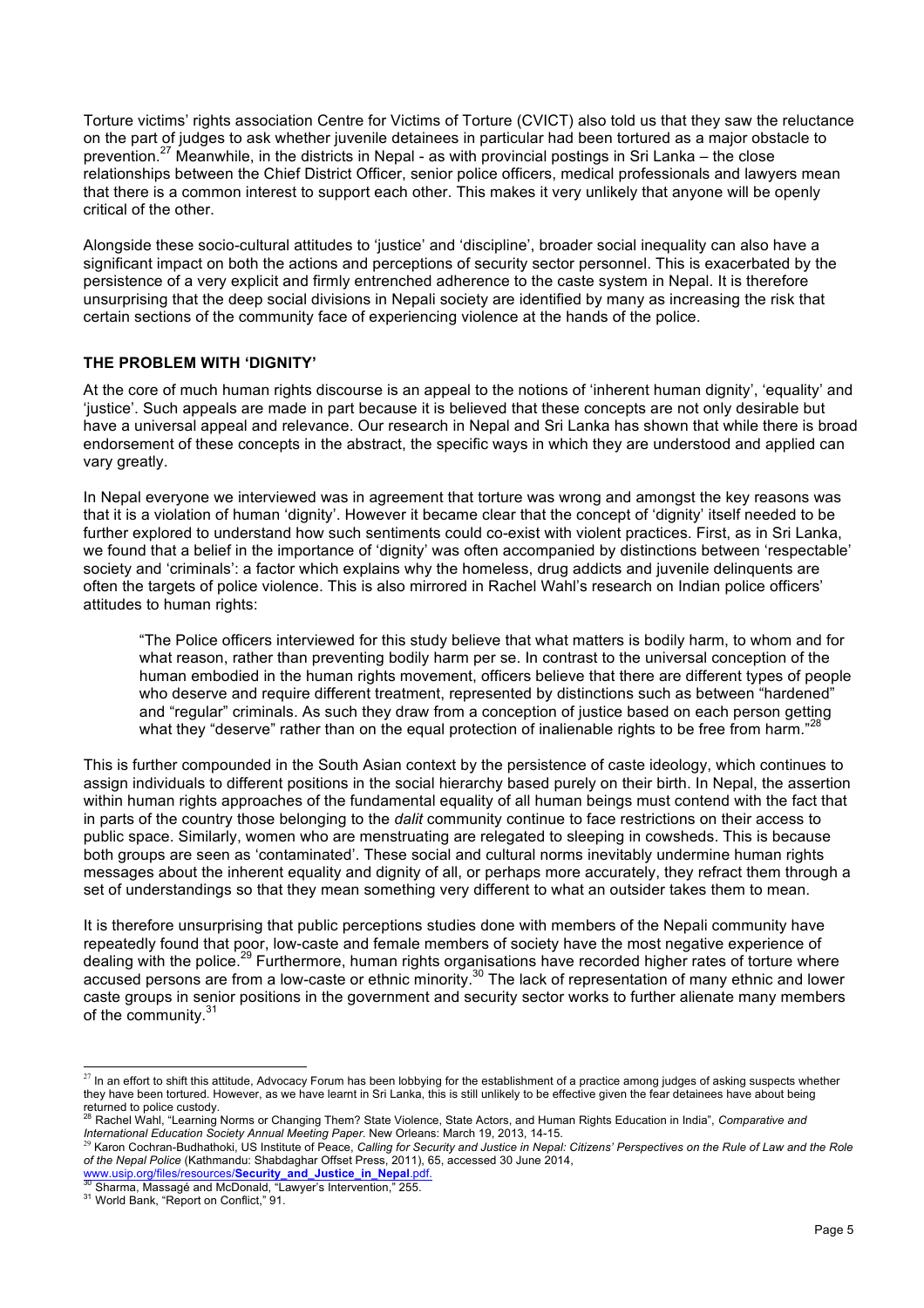Torture victims' rights association Centre for Victims of Torture (CVICT) also told us that they saw the reluctance on the part of judges to ask whether juvenile detainees in particular had been tortured as a major obstacle to prevention.[27] Meanwhile, in the districts in Nepal - as with provincial postings in Sri Lanka – the close relationships between the Chief District Officer, senior police officers, medical professionals and lawyers mean that there is a common interest to support each other. This makes it very unlikely that anyone will be openly critical of the other.

Alongside these socio-cultural attitudes to 'justice' and 'discipline', broader social inequality can also have a significant impact on both the actions and perceptions of security sector personnel. This is exacerbated by the persistence of a very explicit and firmly entrenched adherence to the caste system in Nepal. It is therefore unsurprising that the deep social divisions in Nepali society are identified by many as increasing the risk that certain sections of the community face of experiencing violence at the hands of the police.

## THE PROBLEM WITH 'DIGNITY'

At the core of much human rights discourse is an appeal to the notions of 'inherent human dignity', 'equality' and 'justice'. Such appeals are made in part because it is believed that these concepts are not only desirable but have a universal appeal and relevance. Our research in Nepal and Sri Lanka has shown that while there is broad endorsement of these concepts in the abstract, the specific ways in which they are understood and applied can vary greatly.

In Nepal everyone we interviewed was in agreement that torture was wrong and amongst the key reasons was that it is a violation of human 'dignity'. However it became clear that the concept of 'dignity' itself needed to be further explored to understand how such sentiments could co-exist with violent practices. First, as in Sri Lanka, we found that a belief in the importance of 'dignity' was often accompanied by distinctions between 'respectable' society and 'criminals': a factor which explains why the homeless, drug addicts and juvenile delinquents are often the targets of police violence. This is also mirrored in Rachel Wahl's research on Indian police officers' attitudes to human rights:

> "The Police officers interviewed for this study believe that what matters is bodily harm, to whom and for what reason, rather than preventing bodily harm per se. In contrast to the universal conception of the human embodied in the human rights movement, officers believe that there are different types of people who deserve and require different treatment, represented by distinctions such as between "hardened" and "regular" criminals. As such they draw from a conception of justice based on each person getting what they "deserve" rather than on the equal protection of inalienable rights to be free from harm."[28]

This is further compounded in the South Asian context by the persistence of caste ideology, which continues to assign individuals to different positions in the social hierarchy based purely on their birth. In Nepal, the assertion within human rights approaches of the fundamental equality of all human beings must contend with the fact that in parts of the country those belonging to the *dalit* community continue to face restrictions on their access to public space. Similarly, women who are menstruating are relegated to sleeping in cowsheds. This is because both groups are seen as 'contaminated'. These social and cultural norms inevitably undermine human rights messages about the inherent equality and dignity of all, or perhaps more accurately, they refract them through a set of understandings so that they mean something very different to what an outsider takes them to mean.

It is therefore unsurprising that public perceptions studies done with members of the Nepali community have repeatedly found that poor, low-caste and female members of society have the most negative experience of dealing with the police.[29] Furthermore, human rights organisations have recorded higher rates of torture where accused persons are from a low-caste or ethnic minority.[30] The lack of representation of many ethnic and lower caste groups in senior positions in the government and security sector works to further alienate many members of the community.[31]

---

[27] In an effort to shift this attitude, Advocacy Forum has been lobbying for the establishment of a practice among judges of asking suspects whether they have been tortured. However, as we have learnt in Sri Lanka, this is still unlikely to be effective given the fear detainees have about being returned to police custody.

[28] Rachel Wahl, "Learning Norms or Changing Them? State Violence, State Actors, and Human Rights Education in India", *Comparative and International Education Society Annual Meeting Paper*. New Orleans: March 19, 2013, 14-15.

[29] Karon Cochran-Budhathoki, US Institute of Peace, *Calling for Security and Justice in Nepal: Citizens' Perspectives on the Rule of Law and the Role of the Nepal Police* (Kathmandu: Shabdaghar Offset Press, 2011), 65, accessed 30 June 2014, www.usip.org/files/resources/**Security_and_Justice_in_Nepal**.pdf.

[30] Sharma, Massagé and McDonald, "Lawyer's Intervention," 255.

[31] World Bank, "Report on Conflict," 91.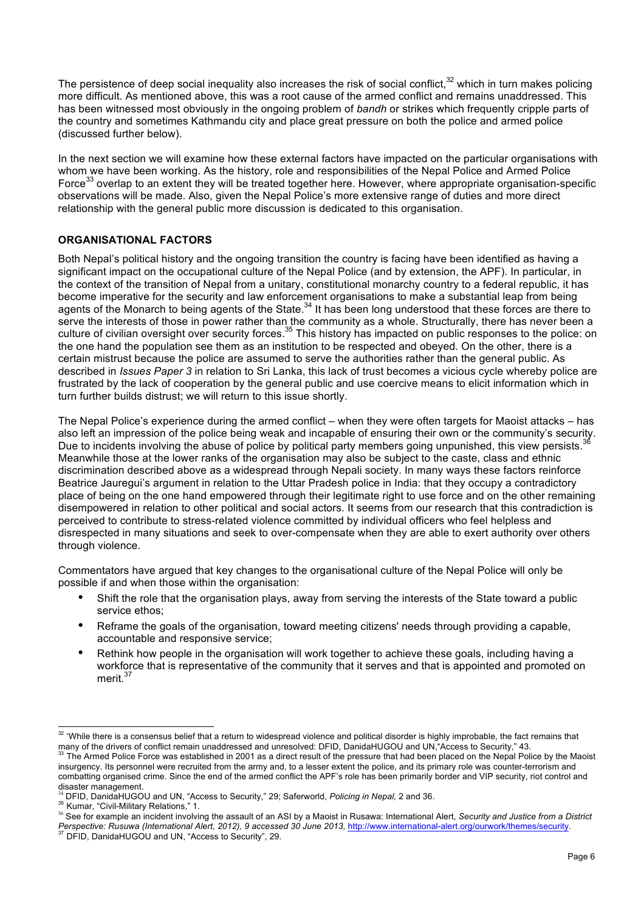The persistence of deep social inequality also increases the risk of social conflict,[32] which in turn makes policing more difficult. As mentioned above, this was a root cause of the armed conflict and remains unaddressed. This has been witnessed most obviously in the ongoing problem of *bandh* or strikes which frequently cripple parts of the country and sometimes Kathmandu city and place great pressure on both the police and armed police (discussed further below).

In the next section we will examine how these external factors have impacted on the particular organisations with whom we have been working. As the history, role and responsibilities of the Nepal Police and Armed Police Force[33] overlap to an extent they will be treated together here. However, where appropriate organisation-specific observations will be made. Also, given the Nepal Police's more extensive range of duties and more direct relationship with the general public more discussion is dedicated to this organisation.

## ORGANISATIONAL FACTORS

Both Nepal's political history and the ongoing transition the country is facing have been identified as having a significant impact on the occupational culture of the Nepal Police (and by extension, the APF). In particular, in the context of the transition of Nepal from a unitary, constitutional monarchy country to a federal republic, it has become imperative for the security and law enforcement organisations to make a substantial leap from being agents of the Monarch to being agents of the State.[34] It has been long understood that these forces are there to serve the interests of those in power rather than the community as a whole. Structurally, there has never been a culture of civilian oversight over security forces.[35] This history has impacted on public responses to the police: on the one hand the population see them as an institution to be respected and obeyed. On the other, there is a certain mistrust because the police are assumed to serve the authorities rather than the general public. As described in *Issues Paper 3* in relation to Sri Lanka, this lack of trust becomes a vicious cycle whereby police are frustrated by the lack of cooperation by the general public and use coercive means to elicit information which in turn further builds distrust; we will return to this issue shortly.

The Nepal Police's experience during the armed conflict – when they were often targets for Maoist attacks – has also left an impression of the police being weak and incapable of ensuring their own or the community's security. Due to incidents involving the abuse of police by political party members going unpunished, this view persists.[36] Meanwhile those at the lower ranks of the organisation may also be subject to the caste, class and ethnic discrimination described above as a widespread through Nepali society. In many ways these factors reinforce Beatrice Jauregui's argument in relation to the Uttar Pradesh police in India: that they occupy a contradictory place of being on the one hand empowered through their legitimate right to use force and on the other remaining disempowered in relation to other political and social actors. It seems from our research that this contradiction is perceived to contribute to stress-related violence committed by individual officers who feel helpless and disrespected in many situations and seek to over-compensate when they are able to exert authority over others through violence.

Commentators have argued that key changes to the organisational culture of the Nepal Police will only be possible if and when those within the organisation:

- Shift the role that the organisation plays, away from serving the interests of the State toward a public service ethos;
- Reframe the goals of the organisation, toward meeting citizens' needs through providing a capable, accountable and responsive service;
- Rethink how people in the organisation will work together to achieve these goals, including having a workforce that is representative of the community that it serves and that is appointed and promoted on merit.[37]

---

[32] 'While there is a consensus belief that a return to widespread violence and political disorder is highly improbable, the fact remains that many of the drivers of conflict remain unaddressed and unresolved: DFID, DanidaHUGOU and UN,"Access to Security," 43.

[33] The Armed Police Force was established in 2001 as a direct result of the pressure that had been placed on the Nepal Police by the Maoist insurgency. Its personnel were recruited from the army and, to a lesser extent the police, and its primary role was counter-terrorism and combatting organised crime. Since the end of the armed conflict the APF's role has been primarily border and VIP security, riot control and disaster management.

[34] DFID, DanidaHUGOU and UN, "Access to Security," 29; Saferworld, *Policing in Nepal,* 2 and 36.

[35] Kumar, "Civil-Military Relations," 1.

[36] See for example an incident involving the assault of an ASI by a Maoist in Rusawa: International Alert, *Security and Justice from a District Perspective: Rusuwa (International Alert, 2012), 9 accessed 30 June 2013,* http://www.international-alert.org/ourwork/themes/security.

[37] DFID, DanidaHUGOU and UN, "Access to Security", 29.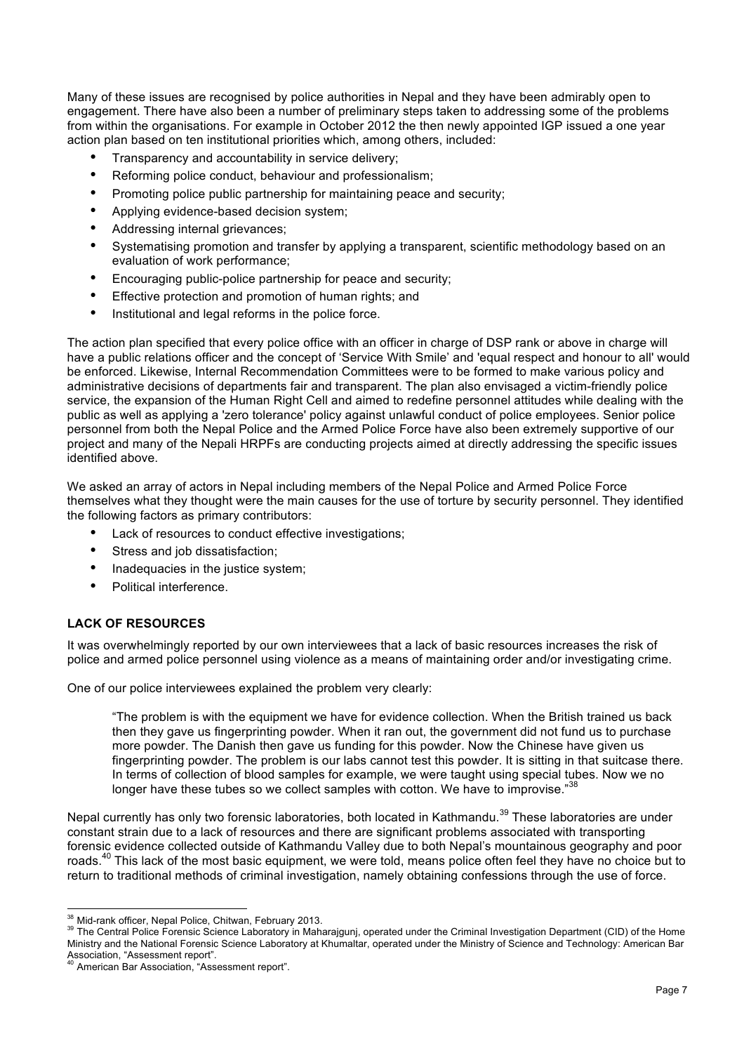Many of these issues are recognised by police authorities in Nepal and they have been admirably open to engagement. There have also been a number of preliminary steps taken to addressing some of the problems from within the organisations. For example in October 2012 the then newly appointed IGP issued a one year action plan based on ten institutional priorities which, among others, included:

- Transparency and accountability in service delivery;
- Reforming police conduct, behaviour and professionalism;
- Promoting police public partnership for maintaining peace and security;
- Applying evidence-based decision system;
- Addressing internal grievances;
- Systematising promotion and transfer by applying a transparent, scientific methodology based on an evaluation of work performance;
- Encouraging public-police partnership for peace and security;
- Effective protection and promotion of human rights; and
- Institutional and legal reforms in the police force.

The action plan specified that every police office with an officer in charge of DSP rank or above in charge will have a public relations officer and the concept of 'Service With Smile' and 'equal respect and honour to all' would be enforced. Likewise, Internal Recommendation Committees were to be formed to make various policy and administrative decisions of departments fair and transparent. The plan also envisaged a victim-friendly police service, the expansion of the Human Right Cell and aimed to redefine personnel attitudes while dealing with the public as well as applying a 'zero tolerance' policy against unlawful conduct of police employees. Senior police personnel from both the Nepal Police and the Armed Police Force have also been extremely supportive of our project and many of the Nepali HRPFs are conducting projects aimed at directly addressing the specific issues identified above.

We asked an array of actors in Nepal including members of the Nepal Police and Armed Police Force themselves what they thought were the main causes for the use of torture by security personnel. They identified the following factors as primary contributors:

- Lack of resources to conduct effective investigations;
- Stress and job dissatisfaction;
- Inadequacies in the justice system;
- Political interference.

## LACK OF RESOURCES

It was overwhelmingly reported by our own interviewees that a lack of basic resources increases the risk of police and armed police personnel using violence as a means of maintaining order and/or investigating crime.

One of our police interviewees explained the problem very clearly:

> "The problem is with the equipment we have for evidence collection. When the British trained us back then they gave us fingerprinting powder. When it ran out, the government did not fund us to purchase more powder. The Danish then gave us funding for this powder. Now the Chinese have given us fingerprinting powder. The problem is our labs cannot test this powder. It is sitting in that suitcase there. In terms of collection of blood samples for example, we were taught using special tubes. Now we no longer have these tubes so we collect samples with cotton. We have to improvise."[38]

Nepal currently has only two forensic laboratories, both located in Kathmandu.[39] These laboratories are under constant strain due to a lack of resources and there are significant problems associated with transporting forensic evidence collected outside of Kathmandu Valley due to both Nepal's mountainous geography and poor roads.[40] This lack of the most basic equipment, we were told, means police often feel they have no choice but to return to traditional methods of criminal investigation, namely obtaining confessions through the use of force.

---

[38] Mid-rank officer, Nepal Police, Chitwan, February 2013.

[39] The Central Police Forensic Science Laboratory in Maharajgunj, operated under the Criminal Investigation Department (CID) of the Home Ministry and the National Forensic Science Laboratory at Khumaltar, operated under the Ministry of Science and Technology: American Bar Association, "Assessment report".

[40] American Bar Association, "Assessment report".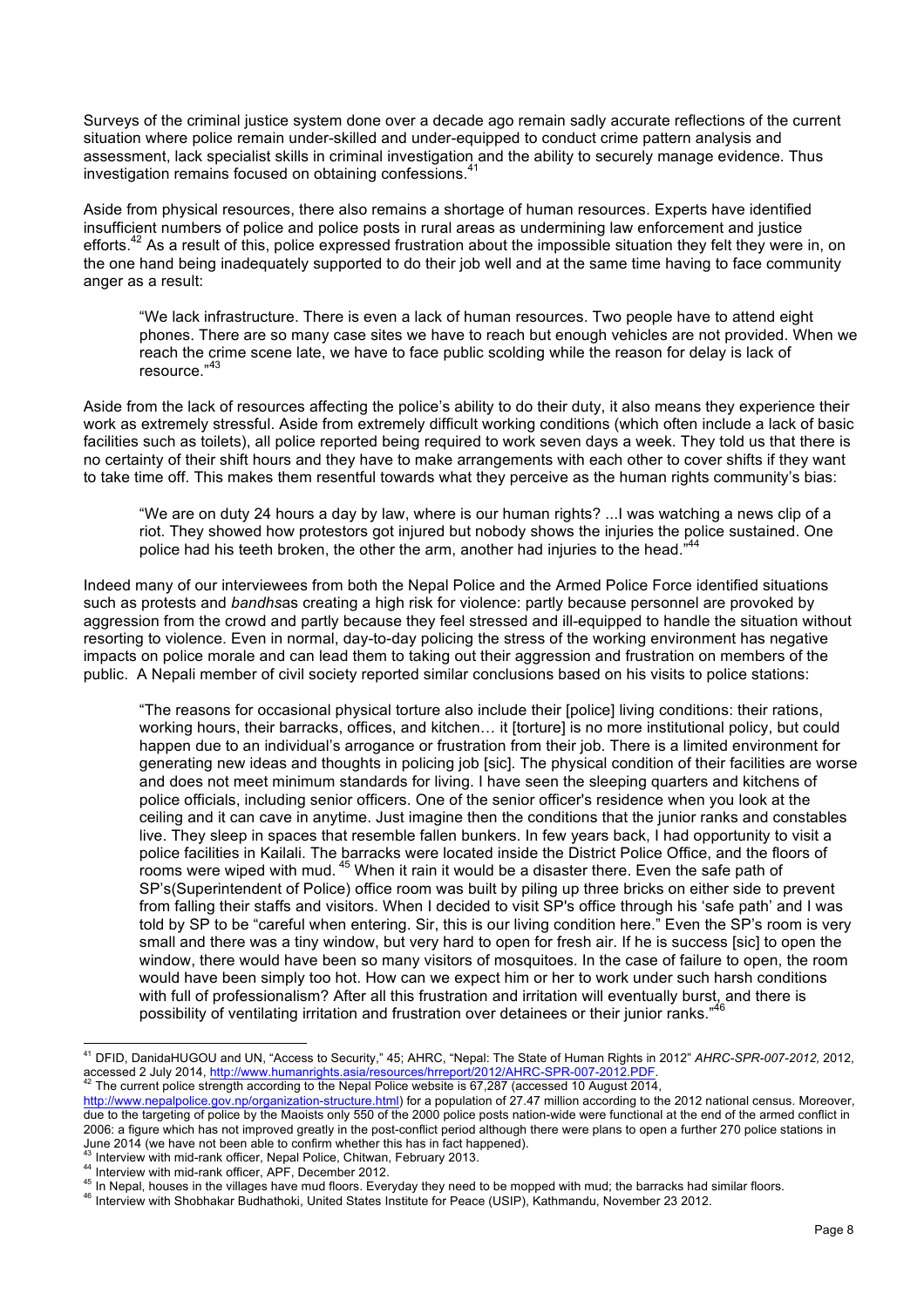Surveys of the criminal justice system done over a decade ago remain sadly accurate reflections of the current situation where police remain under-skilled and under-equipped to conduct crime pattern analysis and assessment, lack specialist skills in criminal investigation and the ability to securely manage evidence. Thus investigation remains focused on obtaining confessions.[41]

Aside from physical resources, there also remains a shortage of human resources. Experts have identified insufficient numbers of police and police posts in rural areas as undermining law enforcement and justice efforts.[42] As a result of this, police expressed frustration about the impossible situation they felt they were in, on the one hand being inadequately supported to do their job well and at the same time having to face community anger as a result:

> "We lack infrastructure. There is even a lack of human resources. Two people have to attend eight phones. There are so many case sites we have to reach but enough vehicles are not provided. When we reach the crime scene late, we have to face public scolding while the reason for delay is lack of resource."[43]

Aside from the lack of resources affecting the police's ability to do their duty, it also means they experience their work as extremely stressful. Aside from extremely difficult working conditions (which often include a lack of basic facilities such as toilets), all police reported being required to work seven days a week. They told us that there is no certainty of their shift hours and they have to make arrangements with each other to cover shifts if they want to take time off. This makes them resentful towards what they perceive as the human rights community's bias:

> "We are on duty 24 hours a day by law, where is our human rights? ...I was watching a news clip of a riot. They showed how protestors got injured but nobody shows the injuries the police sustained. One police had his teeth broken, the other the arm, another had injuries to the head."[44]

Indeed many of our interviewees from both the Nepal Police and the Armed Police Force identified situations such as protests and *bandhs*as creating a high risk for violence: partly because personnel are provoked by aggression from the crowd and partly because they feel stressed and ill-equipped to handle the situation without resorting to violence. Even in normal, day-to-day policing the stress of the working environment has negative impacts on police morale and can lead them to taking out their aggression and frustration on members of the public. A Nepali member of civil society reported similar conclusions based on his visits to police stations:

> "The reasons for occasional physical torture also include their [police] living conditions: their rations, working hours, their barracks, offices, and kitchen… it [torture] is no more institutional policy, but could happen due to an individual's arrogance or frustration from their job. There is a limited environment for generating new ideas and thoughts in policing job [sic]. The physical condition of their facilities are worse and does not meet minimum standards for living. I have seen the sleeping quarters and kitchens of police officials, including senior officers. One of the senior officer's residence when you look at the ceiling and it can cave in anytime. Just imagine then the conditions that the junior ranks and constables live. They sleep in spaces that resemble fallen bunkers. In few years back, I had opportunity to visit a police facilities in Kailali. The barracks were located inside the District Police Office, and the floors of rooms were wiped with mud.[45] When it rain it would be a disaster there. Even the safe path of SP's(Superintendent of Police) office room was built by piling up three bricks on either side to prevent from falling their staffs and visitors. When I decided to visit SP's office through his 'safe path' and I was told by SP to be "careful when entering. Sir, this is our living condition here." Even the SP's room is very small and there was a tiny window, but very hard to open for fresh air. If he is success [sic] to open the window, there would have been so many visitors of mosquitoes. In the case of failure to open, the room would have been simply too hot. How can we expect him or her to work under such harsh conditions with full of professionalism? After all this frustration and irritation will eventually burst, and there is possibility of ventilating irritation and frustration over detainees or their junior ranks."[46]

---

[41] DFID, DanidaHUGOU and UN, "Access to Security," 45; AHRC, "Nepal: The State of Human Rights in 2012" *AHRC-SPR-007-2012,* 2012, accessed 2 July 2014, http://www.humanrights.asia/resources/hrreport/2012/AHRC-SPR-007-2012.PDF.

[42] The current police strength according to the Nepal Police website is 67,287 (accessed 10 August 2014, http://www.nepalpolice.gov.np/organization-structure.html) for a population of 27.47 million according to the 2012 national census. Moreover, due to the targeting of police by the Maoists only 550 of the 2000 police posts nation-wide were functional at the end of the armed conflict in 2006: a figure which has not improved greatly in the post-conflict period although there were plans to open a further 270 police stations in June 2014 (we have not been able to confirm whether this has in fact happened).

[43] Interview with mid-rank officer, Nepal Police, Chitwan, February 2013.

[44] Interview with mid-rank officer, APF, December 2012.

[45] In Nepal, houses in the villages have mud floors. Everyday they need to be mopped with mud; the barracks had similar floors.

[46] Interview with Shobhakar Budhathoki, United States Institute for Peace (USIP), Kathmandu, November 23 2012.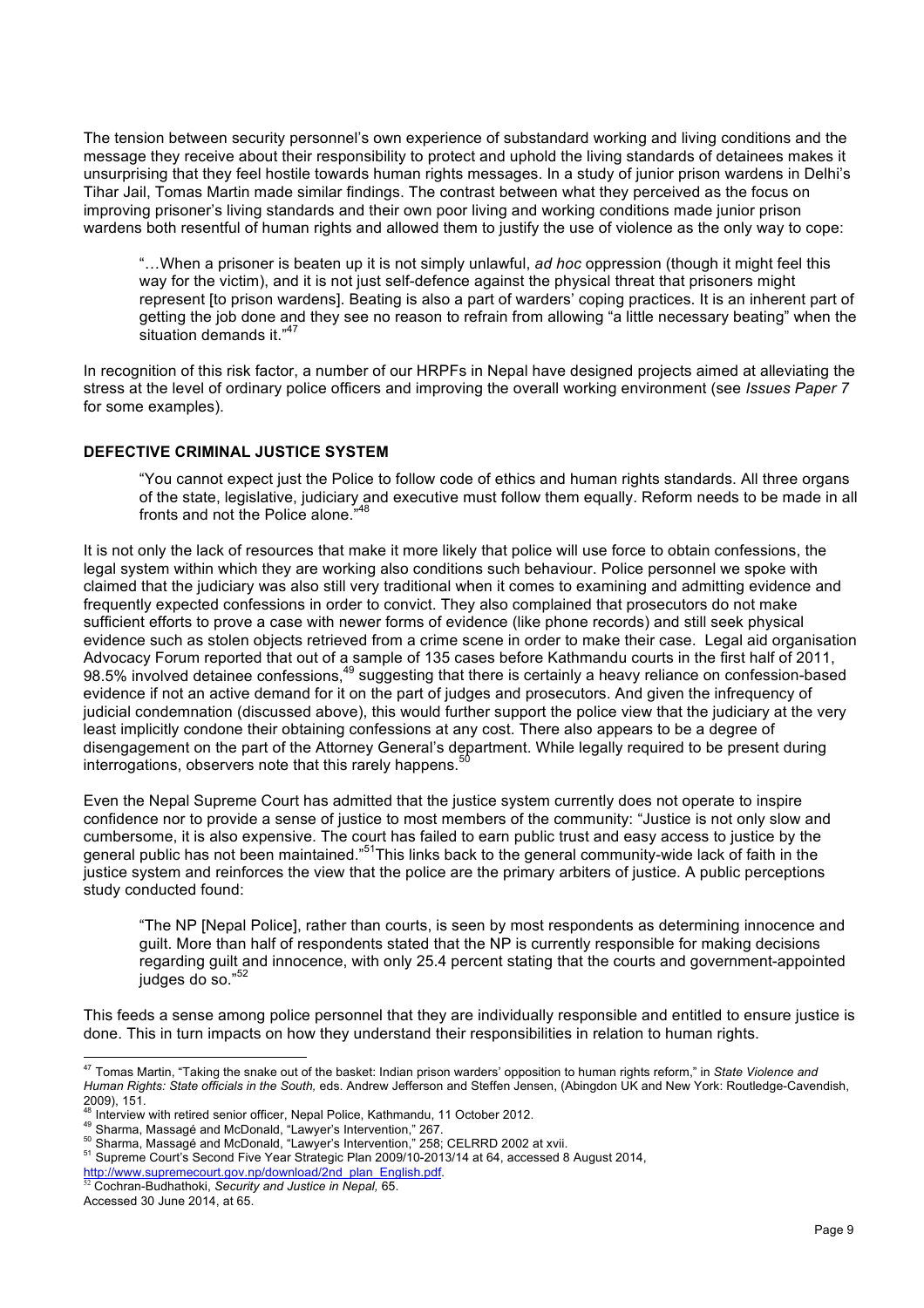The tension between security personnel's own experience of substandard working and living conditions and the message they receive about their responsibility to protect and uphold the living standards of detainees makes it unsurprising that they feel hostile towards human rights messages. In a study of junior prison wardens in Delhi's Tihar Jail, Tomas Martin made similar findings. The contrast between what they perceived as the focus on improving prisoner's living standards and their own poor living and working conditions made junior prison wardens both resentful of human rights and allowed them to justify the use of violence as the only way to cope:

> "…When a prisoner is beaten up it is not simply unlawful, *ad hoc* oppression (though it might feel this way for the victim), and it is not just self-defence against the physical threat that prisoners might represent [to prison wardens]. Beating is also a part of warders' coping practices. It is an inherent part of getting the job done and they see no reason to refrain from allowing "a little necessary beating" when the situation demands it."[47]

In recognition of this risk factor, a number of our HRPFs in Nepal have designed projects aimed at alleviating the stress at the level of ordinary police officers and improving the overall working environment (see *Issues Paper 7* for some examples).

## DEFECTIVE CRIMINAL JUSTICE SYSTEM

> "You cannot expect just the Police to follow code of ethics and human rights standards. All three organs of the state, legislative, judiciary and executive must follow them equally. Reform needs to be made in all fronts and not the Police alone."[48]

It is not only the lack of resources that make it more likely that police will use force to obtain confessions, the legal system within which they are working also conditions such behaviour. Police personnel we spoke with claimed that the judiciary was also still very traditional when it comes to examining and admitting evidence and frequently expected confessions in order to convict. They also complained that prosecutors do not make sufficient efforts to prove a case with newer forms of evidence (like phone records) and still seek physical evidence such as stolen objects retrieved from a crime scene in order to make their case. Legal aid organisation Advocacy Forum reported that out of a sample of 135 cases before Kathmandu courts in the first half of 2011, 98.5% involved detainee confessions,[49] suggesting that there is certainly a heavy reliance on confession-based evidence if not an active demand for it on the part of judges and prosecutors. And given the infrequency of judicial condemnation (discussed above), this would further support the police view that the judiciary at the very least implicitly condone their obtaining confessions at any cost. There also appears to be a degree of disengagement on the part of the Attorney General's department. While legally required to be present during interrogations, observers note that this rarely happens.[50]

Even the Nepal Supreme Court has admitted that the justice system currently does not operate to inspire confidence nor to provide a sense of justice to most members of the community: "Justice is not only slow and cumbersome, it is also expensive. The court has failed to earn public trust and easy access to justice by the general public has not been maintained."[51] This links back to the general community-wide lack of faith in the justice system and reinforces the view that the police are the primary arbiters of justice. A public perceptions study conducted found:

> "The NP [Nepal Police], rather than courts, is seen by most respondents as determining innocence and guilt. More than half of respondents stated that the NP is currently responsible for making decisions regarding guilt and innocence, with only 25.4 percent stating that the courts and government-appointed judges do so."[52]

This feeds a sense among police personnel that they are individually responsible and entitled to ensure justice is done. This in turn impacts on how they understand their responsibilities in relation to human rights.

---

[47] Tomas Martin, "Taking the snake out of the basket: Indian prison warders' opposition to human rights reform," in *State Violence and Human Rights: State officials in the South,* eds. Andrew Jefferson and Steffen Jensen, (Abingdon UK and New York: Routledge-Cavendish, 2009), 151.

[48] Interview with retired senior officer, Nepal Police, Kathmandu, 11 October 2012.

[49] Sharma, Massagé and McDonald, "Lawyer's Intervention," 267.

[50] Sharma, Massagé and McDonald, "Lawyer's Intervention," 258; CELRRD 2002 at xvii.

[51] Supreme Court's Second Five Year Strategic Plan 2009/10-2013/14 at 64, accessed 8 August 2014, http://www.supremecourt.gov.np/download/2nd_plan_English.pdf.

[52] Cochran-Budhathoki, *Security and Justice in Nepal,* 65.
Accessed 30 June 2014, at 65.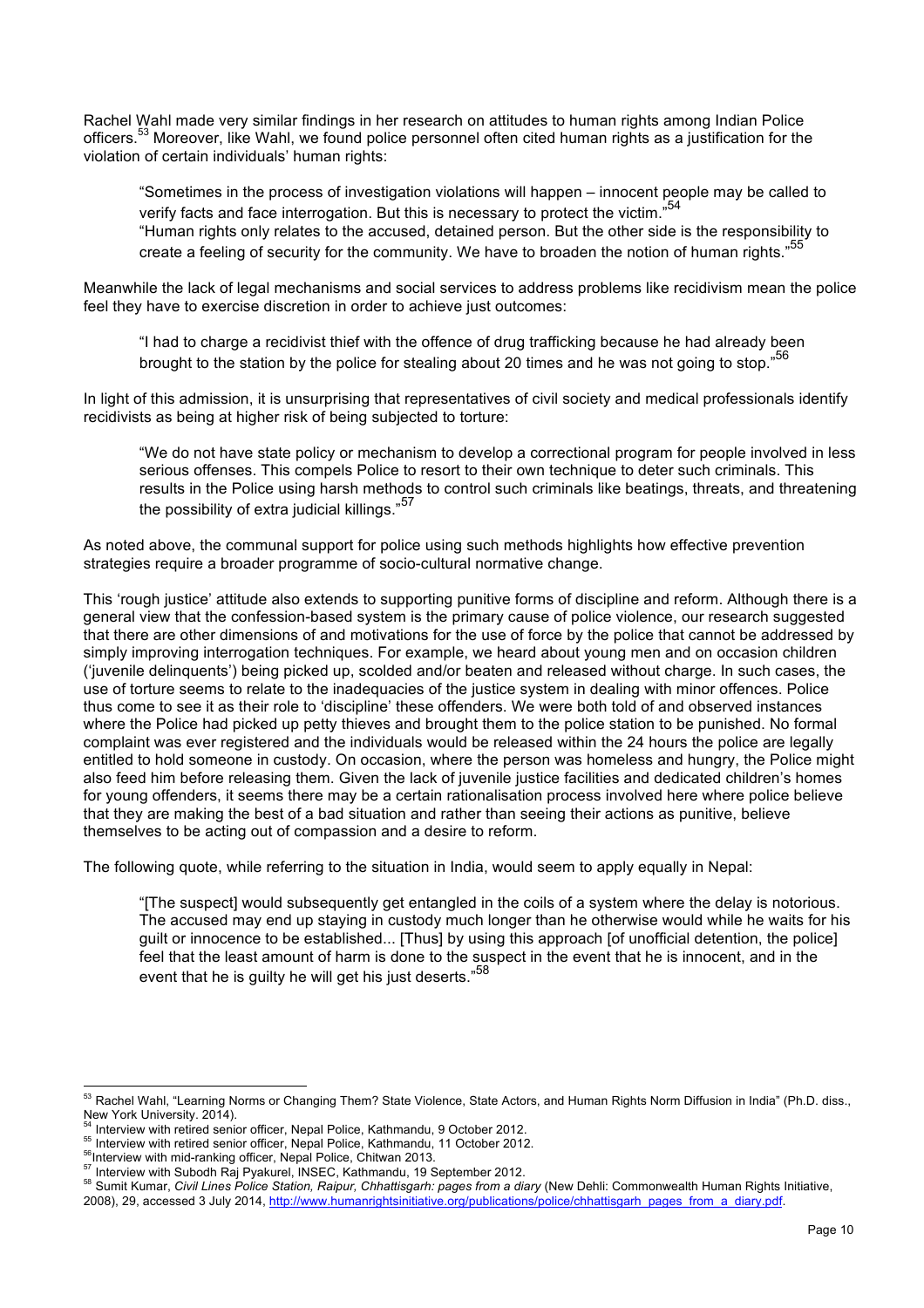Rachel Wahl made very similar findings in her research on attitudes to human rights among Indian Police officers.[53] Moreover, like Wahl, we found police personnel often cited human rights as a justification for the violation of certain individuals' human rights:

> "Sometimes in the process of investigation violations will happen – innocent people may be called to verify facts and face interrogation. But this is necessary to protect the victim."[54]
>
> "Human rights only relates to the accused, detained person. But the other side is the responsibility to create a feeling of security for the community. We have to broaden the notion of human rights."[55]

Meanwhile the lack of legal mechanisms and social services to address problems like recidivism mean the police feel they have to exercise discretion in order to achieve just outcomes:

> "I had to charge a recidivist thief with the offence of drug trafficking because he had already been brought to the station by the police for stealing about 20 times and he was not going to stop."[56]

In light of this admission, it is unsurprising that representatives of civil society and medical professionals identify recidivists as being at higher risk of being subjected to torture:

> "We do not have state policy or mechanism to develop a correctional program for people involved in less serious offenses. This compels Police to resort to their own technique to deter such criminals. This results in the Police using harsh methods to control such criminals like beatings, threats, and threatening the possibility of extra judicial killings."[57]

As noted above, the communal support for police using such methods highlights how effective prevention strategies require a broader programme of socio-cultural normative change.

This 'rough justice' attitude also extends to supporting punitive forms of discipline and reform. Although there is a general view that the confession-based system is the primary cause of police violence, our research suggested that there are other dimensions of and motivations for the use of force by the police that cannot be addressed by simply improving interrogation techniques. For example, we heard about young men and on occasion children ('juvenile delinquents') being picked up, scolded and/or beaten and released without charge. In such cases, the use of torture seems to relate to the inadequacies of the justice system in dealing with minor offences. Police thus come to see it as their role to 'discipline' these offenders. We were both told of and observed instances where the Police had picked up petty thieves and brought them to the police station to be punished. No formal complaint was ever registered and the individuals would be released within the 24 hours the police are legally entitled to hold someone in custody. On occasion, where the person was homeless and hungry, the Police might also feed him before releasing them. Given the lack of juvenile justice facilities and dedicated children's homes for young offenders, it seems there may be a certain rationalisation process involved here where police believe that they are making the best of a bad situation and rather than seeing their actions as punitive, believe themselves to be acting out of compassion and a desire to reform.

The following quote, while referring to the situation in India, would seem to apply equally in Nepal:

> "[The suspect] would subsequently get entangled in the coils of a system where the delay is notorious. The accused may end up staying in custody much longer than he otherwise would while he waits for his guilt or innocence to be established... [Thus] by using this approach [of unofficial detention, the police] feel that the least amount of harm is done to the suspect in the event that he is innocent, and in the event that he is guilty he will get his just deserts."[58]

---

[53] Rachel Wahl, "Learning Norms or Changing Them? State Violence, State Actors, and Human Rights Norm Diffusion in India" (Ph.D. diss., New York University. 2014).

[54] Interview with retired senior officer, Nepal Police, Kathmandu, 9 October 2012.

[55] Interview with retired senior officer, Nepal Police, Kathmandu, 11 October 2012.

[56] Interview with mid-ranking officer, Nepal Police, Chitwan 2013.

[57] Interview with Subodh Raj Pyakurel, INSEC, Kathmandu, 19 September 2012.

[58] Sumit Kumar, *Civil Lines Police Station, Raipur, Chhattisgarh: pages from a diary* (New Dehli: Commonwealth Human Rights Initiative, 2008), 29, accessed 3 July 2014, http://www.humanrightsinitiative.org/publications/police/chhattisgarh_pages_from_a_diary.pdf.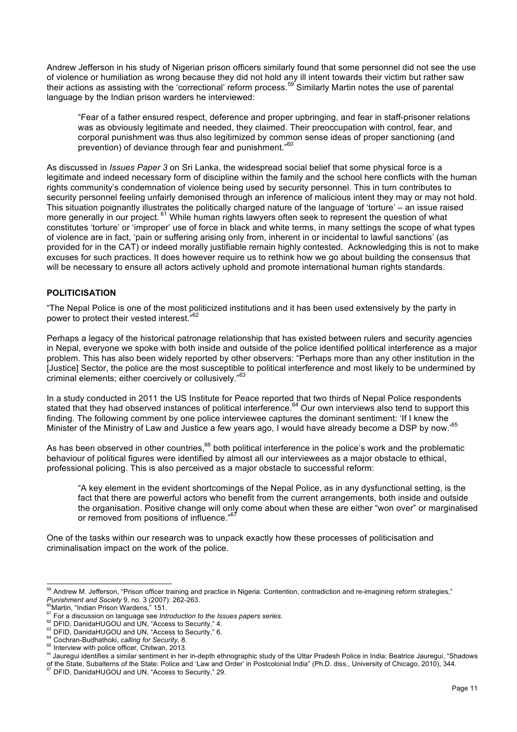Andrew Jefferson in his study of Nigerian prison officers similarly found that some personnel did not see the use of violence or humiliation as wrong because they did not hold any ill intent towards their victim but rather saw their actions as assisting with the 'correctional' reform process.[59] Similarly Martin notes the use of parental language by the Indian prison warders he interviewed:

> "Fear of a father ensured respect, deference and proper upbringing, and fear in staff-prisoner relations was as obviously legitimate and needed, they claimed. Their preoccupation with control, fear, and corporal punishment was thus also legitimized by common sense ideas of proper sanctioning (and prevention) of deviance through fear and punishment."[60]

As discussed in *Issues Paper 3* on Sri Lanka, the widespread social belief that some physical force is a legitimate and indeed necessary form of discipline within the family and the school here conflicts with the human rights community's condemnation of violence being used by security personnel. This in turn contributes to security personnel feeling unfairly demonised through an inference of malicious intent they may or may not hold. This situation poignantly illustrates the politically charged nature of the language of 'torture' – an issue raised more generally in our project.[61] While human rights lawyers often seek to represent the question of what constitutes 'torture' or 'improper' use of force in black and white terms, in many settings the scope of what types of violence are in fact, 'pain or suffering arising only from, inherent in or incidental to lawful sanctions' (as provided for in the CAT) or indeed morally justifiable remain highly contested. Acknowledging this is not to make excuses for such practices. It does however require us to rethink how we go about building the consensus that will be necessary to ensure all actors actively uphold and promote international human rights standards.

## POLITICISATION

"The Nepal Police is one of the most politicized institutions and it has been used extensively by the party in power to protect their vested interest."[62]

Perhaps a legacy of the historical patronage relationship that has existed between rulers and security agencies in Nepal, everyone we spoke with both inside and outside of the police identified political interference as a major problem. This has also been widely reported by other observers: "Perhaps more than any other institution in the [Justice] Sector, the police are the most susceptible to political interference and most likely to be undermined by criminal elements; either coercively or collusively."[63]

In a study conducted in 2011 the US Institute for Peace reported that two thirds of Nepal Police respondents stated that they had observed instances of political interference.[64] Our own interviews also tend to support this finding. The following comment by one police interviewee captures the dominant sentiment: 'If I knew the Minister of the Ministry of Law and Justice a few years ago, I would have already become a DSP by now.'[65]

As has been observed in other countries,[66] both political interference in the police's work and the problematic behaviour of political figures were identified by almost all our interviewees as a major obstacle to ethical, professional policing. This is also perceived as a major obstacle to successful reform:

> "A key element in the evident shortcomings of the Nepal Police, as in any dysfunctional setting, is the fact that there are powerful actors who benefit from the current arrangements, both inside and outside the organisation. Positive change will only come about when these are either "won over" or marginalised or removed from positions of influence."[67]

One of the tasks within our research was to unpack exactly how these processes of politicisation and criminalisation impact on the work of the police.

---

[59] Andrew M. Jefferson, "Prison officer training and practice in Nigeria: Contention, contradiction and re-imagining reform strategies," *Punishment and Society* 9, no. 3 (2007): 262-263.
[60] Martin, "Indian Prison Wardens," 151.
[61] For a discussion on language see *Introduction to the Issues papers series.*
[62] DFID, DanidaHUGOU and UN, "Access to Security," 4.
[63] DFID, DanidaHUGOU and UN, "Access to Security," 6.
[64] Cochran-Budhathoki, *calling for Security,* 8.
[65] Interview with police officer, Chitwan, 2013.
[66] Jauregui identifies a similar sentiment in her in-depth ethnographic study of the Uttar Pradesh Police in India: Beatrice Jauregui, "Shadows of the State, Subalterns of the State: Police and 'Law and Order' in Postcolonial India" (Ph.D. diss., University of Chicago, 2010), 344.
[67] DFID, DanidaHUGOU and UN, "Access to Security," 29.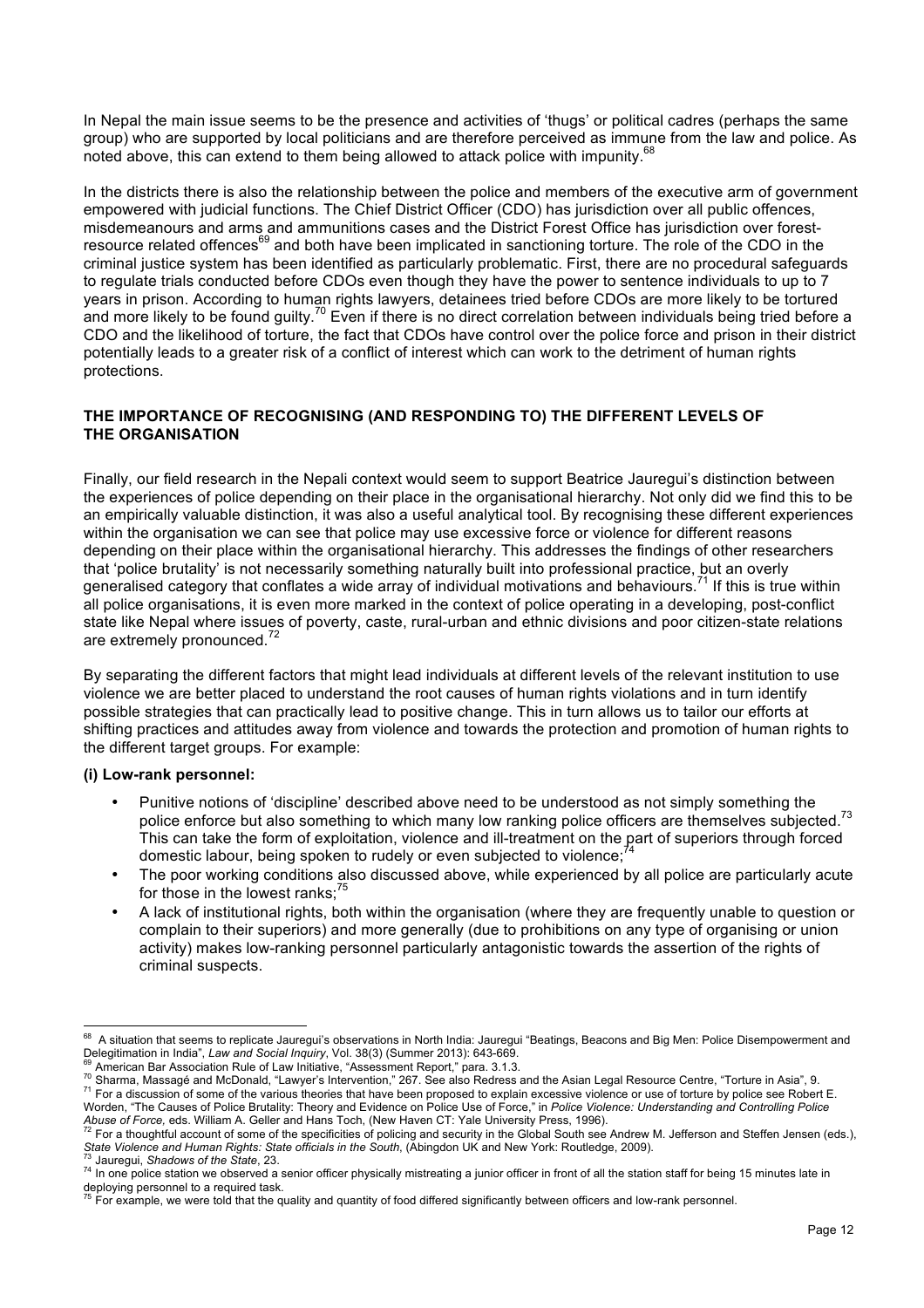In Nepal the main issue seems to be the presence and activities of 'thugs' or political cadres (perhaps the same group) who are supported by local politicians and are therefore perceived as immune from the law and police. As noted above, this can extend to them being allowed to attack police with impunity.[68]

In the districts there is also the relationship between the police and members of the executive arm of government empowered with judicial functions. The Chief District Officer (CDO) has jurisdiction over all public offences, misdemeanours and arms and ammunitions cases and the District Forest Office has jurisdiction over forest-resource related offences[69] and both have been implicated in sanctioning torture. The role of the CDO in the criminal justice system has been identified as particularly problematic. First, there are no procedural safeguards to regulate trials conducted before CDOs even though they have the power to sentence individuals to up to 7 years in prison. According to human rights lawyers, detainees tried before CDOs are more likely to be tortured and more likely to be found guilty.[70] Even if there is no direct correlation between individuals being tried before a CDO and the likelihood of torture, the fact that CDOs have control over the police force and prison in their district potentially leads to a greater risk of a conflict of interest which can work to the detriment of human rights protections.

## THE IMPORTANCE OF RECOGNISING (AND RESPONDING TO) THE DIFFERENT LEVELS OF THE ORGANISATION

Finally, our field research in the Nepali context would seem to support Beatrice Jauregui's distinction between the experiences of police depending on their place in the organisational hierarchy. Not only did we find this to be an empirically valuable distinction, it was also a useful analytical tool. By recognising these different experiences within the organisation we can see that police may use excessive force or violence for different reasons depending on their place within the organisational hierarchy. This addresses the findings of other researchers that 'police brutality' is not necessarily something naturally built into professional practice, but an overly generalised category that conflates a wide array of individual motivations and behaviours.[71] If this is true within all police organisations, it is even more marked in the context of police operating in a developing, post-conflict state like Nepal where issues of poverty, caste, rural-urban and ethnic divisions and poor citizen-state relations are extremely pronounced.[72]

By separating the different factors that might lead individuals at different levels of the relevant institution to use violence we are better placed to understand the root causes of human rights violations and in turn identify possible strategies that can practically lead to positive change. This in turn allows us to tailor our efforts at shifting practices and attitudes away from violence and towards the protection and promotion of human rights to the different target groups. For example:

**(i) Low-rank personnel:**

- Punitive notions of 'discipline' described above need to be understood as not simply something the police enforce but also something to which many low ranking police officers are themselves subjected.[73] This can take the form of exploitation, violence and ill-treatment on the part of superiors through forced domestic labour, being spoken to rudely or even subjected to violence;[74]
- The poor working conditions also discussed above, while experienced by all police are particularly acute for those in the lowest ranks;[75]
- A lack of institutional rights, both within the organisation (where they are frequently unable to question or complain to their superiors) and more generally (due to prohibitions on any type of organising or union activity) makes low-ranking personnel particularly antagonistic towards the assertion of the rights of criminal suspects.

---

[68] A situation that seems to replicate Jauregui's observations in North India: Jauregui "Beatings, Beacons and Big Men: Police Disempowerment and Delegitimation in India", *Law and Social Inquiry*, Vol. 38(3) (Summer 2013): 643-669.

[69] American Bar Association Rule of Law Initiative, "Assessment Report," para. 3.1.3.

[70] Sharma, Massagé and McDonald, "Lawyer's Intervention," 267. See also Redress and the Asian Legal Resource Centre, "Torture in Asia", 9.

[71] For a discussion of some of the various theories that have been proposed to explain excessive violence or use of torture by police see Robert E. Worden, "The Causes of Police Brutality: Theory and Evidence on Police Use of Force," in *Police Violence: Understanding and Controlling Police Abuse of Force,* eds. William A. Geller and Hans Toch, (New Haven CT: Yale University Press, 1996).

[72] For a thoughtful account of some of the specificities of policing and security in the Global South see Andrew M. Jefferson and Steffen Jensen (eds.), *State Violence and Human Rights: State officials in the South*, (Abingdon UK and New York: Routledge, 2009).

[73] Jauregui, *Shadows of the State*, 23.

[74] In one police station we observed a senior officer physically mistreating a junior officer in front of all the station staff for being 15 minutes late in deploying personnel to a required task.

[75] For example, we were told that the quality and quantity of food differed significantly between officers and low-rank personnel.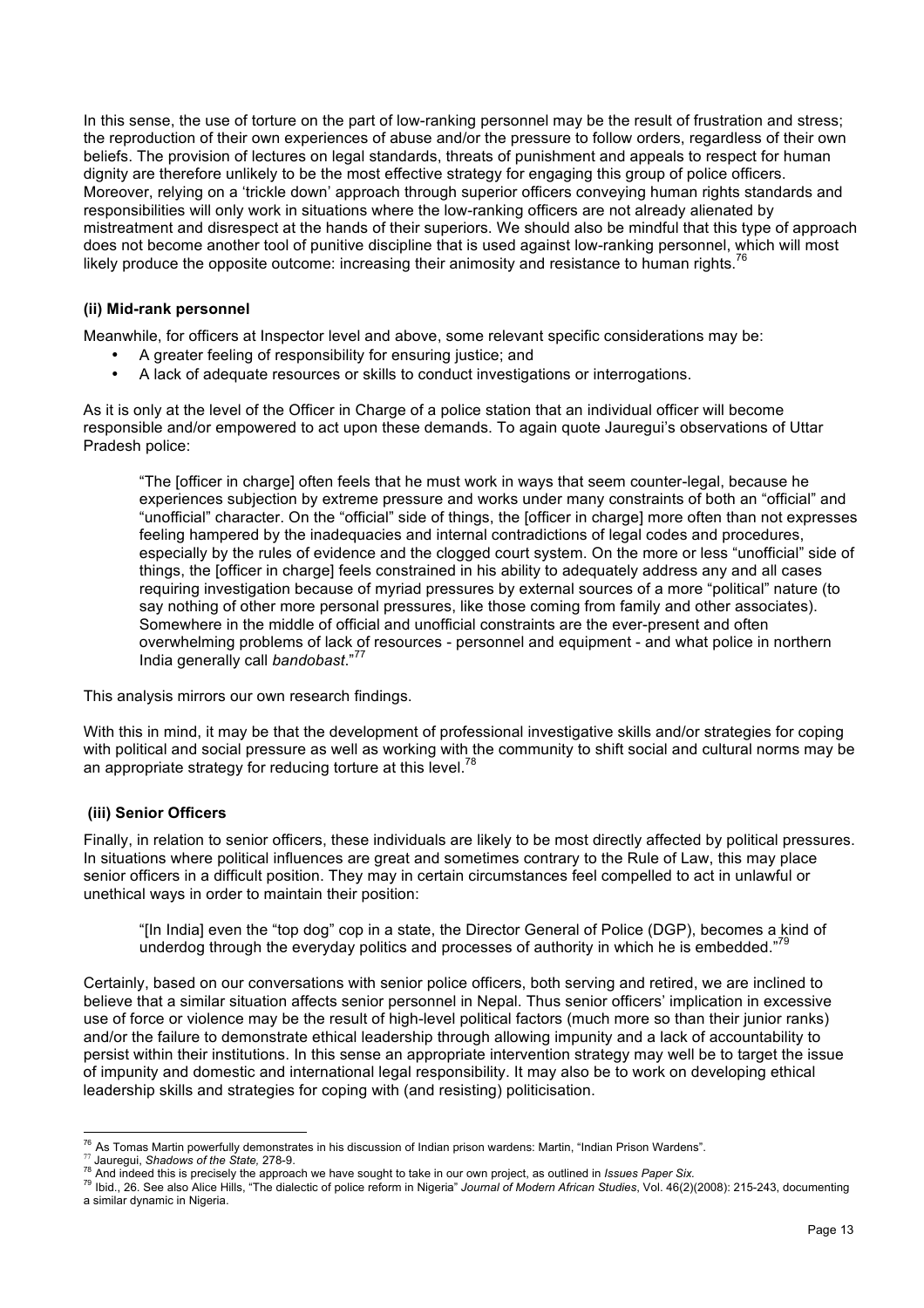In this sense, the use of torture on the part of low-ranking personnel may be the result of frustration and stress; the reproduction of their own experiences of abuse and/or the pressure to follow orders, regardless of their own beliefs. The provision of lectures on legal standards, threats of punishment and appeals to respect for human dignity are therefore unlikely to be the most effective strategy for engaging this group of police officers. Moreover, relying on a 'trickle down' approach through superior officers conveying human rights standards and responsibilities will only work in situations where the low-ranking officers are not already alienated by mistreatment and disrespect at the hands of their superiors. We should also be mindful that this type of approach does not become another tool of punitive discipline that is used against low-ranking personnel, which will most likely produce the opposite outcome: increasing their animosity and resistance to human rights.[76]

#### (ii) Mid-rank personnel

Meanwhile, for officers at Inspector level and above, some relevant specific considerations may be:

- A greater feeling of responsibility for ensuring justice; and
- A lack of adequate resources or skills to conduct investigations or interrogations.

As it is only at the level of the Officer in Charge of a police station that an individual officer will become responsible and/or empowered to act upon these demands. To again quote Jauregui's observations of Uttar Pradesh police:

> "The [officer in charge] often feels that he must work in ways that seem counter-legal, because he experiences subjection by extreme pressure and works under many constraints of both an "official" and "unofficial" character. On the "official" side of things, the [officer in charge] more often than not expresses feeling hampered by the inadequacies and internal contradictions of legal codes and procedures, especially by the rules of evidence and the clogged court system. On the more or less "unofficial" side of things, the [officer in charge] feels constrained in his ability to adequately address any and all cases requiring investigation because of myriad pressures by external sources of a more "political" nature (to say nothing of other more personal pressures, like those coming from family and other associates). Somewhere in the middle of official and unofficial constraints are the ever-present and often overwhelming problems of lack of resources - personnel and equipment - and what police in northern India generally call *bandobast*."[77]

This analysis mirrors our own research findings.

With this in mind, it may be that the development of professional investigative skills and/or strategies for coping with political and social pressure as well as working with the community to shift social and cultural norms may be an appropriate strategy for reducing torture at this level.[78]

#### (iii) Senior Officers

Finally, in relation to senior officers, these individuals are likely to be most directly affected by political pressures. In situations where political influences are great and sometimes contrary to the Rule of Law, this may place senior officers in a difficult position. They may in certain circumstances feel compelled to act in unlawful or unethical ways in order to maintain their position:

> "[In India] even the "top dog" cop in a state, the Director General of Police (DGP), becomes a kind of underdog through the everyday politics and processes of authority in which he is embedded."[79]

Certainly, based on our conversations with senior police officers, both serving and retired, we are inclined to believe that a similar situation affects senior personnel in Nepal. Thus senior officers' implication in excessive use of force or violence may be the result of high-level political factors (much more so than their junior ranks) and/or the failure to demonstrate ethical leadership through allowing impunity and a lack of accountability to persist within their institutions. In this sense an appropriate intervention strategy may well be to target the issue of impunity and domestic and international legal responsibility. It may also be to work on developing ethical leadership skills and strategies for coping with (and resisting) politicisation.

---

[76] As Tomas Martin powerfully demonstrates in his discussion of Indian prison wardens: Martin, "Indian Prison Wardens".
[77] Jauregui, *Shadows of the State,* 278-9.
[78] And indeed this is precisely the approach we have sought to take in our own project, as outlined in *Issues Paper Six.*
[79] Ibid., 26. See also Alice Hills, "The dialectic of police reform in Nigeria" *Journal of Modern African Studies*, Vol. 46(2)(2008): 215-243, documenting a similar dynamic in Nigeria.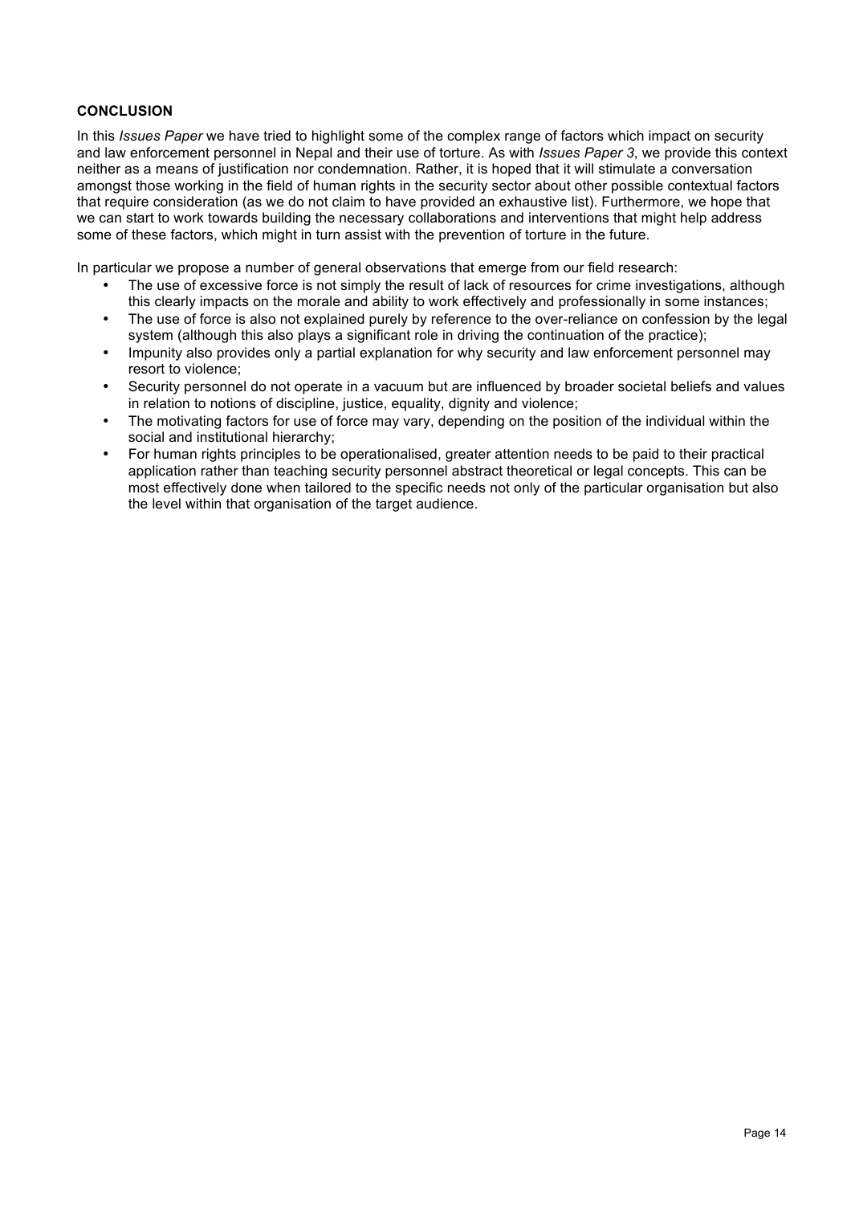## CONCLUSION

In this *Issues Paper* we have tried to highlight some of the complex range of factors which impact on security and law enforcement personnel in Nepal and their use of torture. As with *Issues Paper 3*, we provide this context neither as a means of justification nor condemnation. Rather, it is hoped that it will stimulate a conversation amongst those working in the field of human rights in the security sector about other possible contextual factors that require consideration (as we do not claim to have provided an exhaustive list). Furthermore, we hope that we can start to work towards building the necessary collaborations and interventions that might help address some of these factors, which might in turn assist with the prevention of torture in the future.

In particular we propose a number of general observations that emerge from our field research:

- The use of excessive force is not simply the result of lack of resources for crime investigations, although this clearly impacts on the morale and ability to work effectively and professionally in some instances;
- The use of force is also not explained purely by reference to the over-reliance on confession by the legal system (although this also plays a significant role in driving the continuation of the practice);
- Impunity also provides only a partial explanation for why security and law enforcement personnel may resort to violence;
- Security personnel do not operate in a vacuum but are influenced by broader societal beliefs and values in relation to notions of discipline, justice, equality, dignity and violence;
- The motivating factors for use of force may vary, depending on the position of the individual within the social and institutional hierarchy;
- For human rights principles to be operationalised, greater attention needs to be paid to their practical application rather than teaching security personnel abstract theoretical or legal concepts. This can be most effectively done when tailored to the specific needs not only of the particular organisation but also the level within that organisation of the target audience.